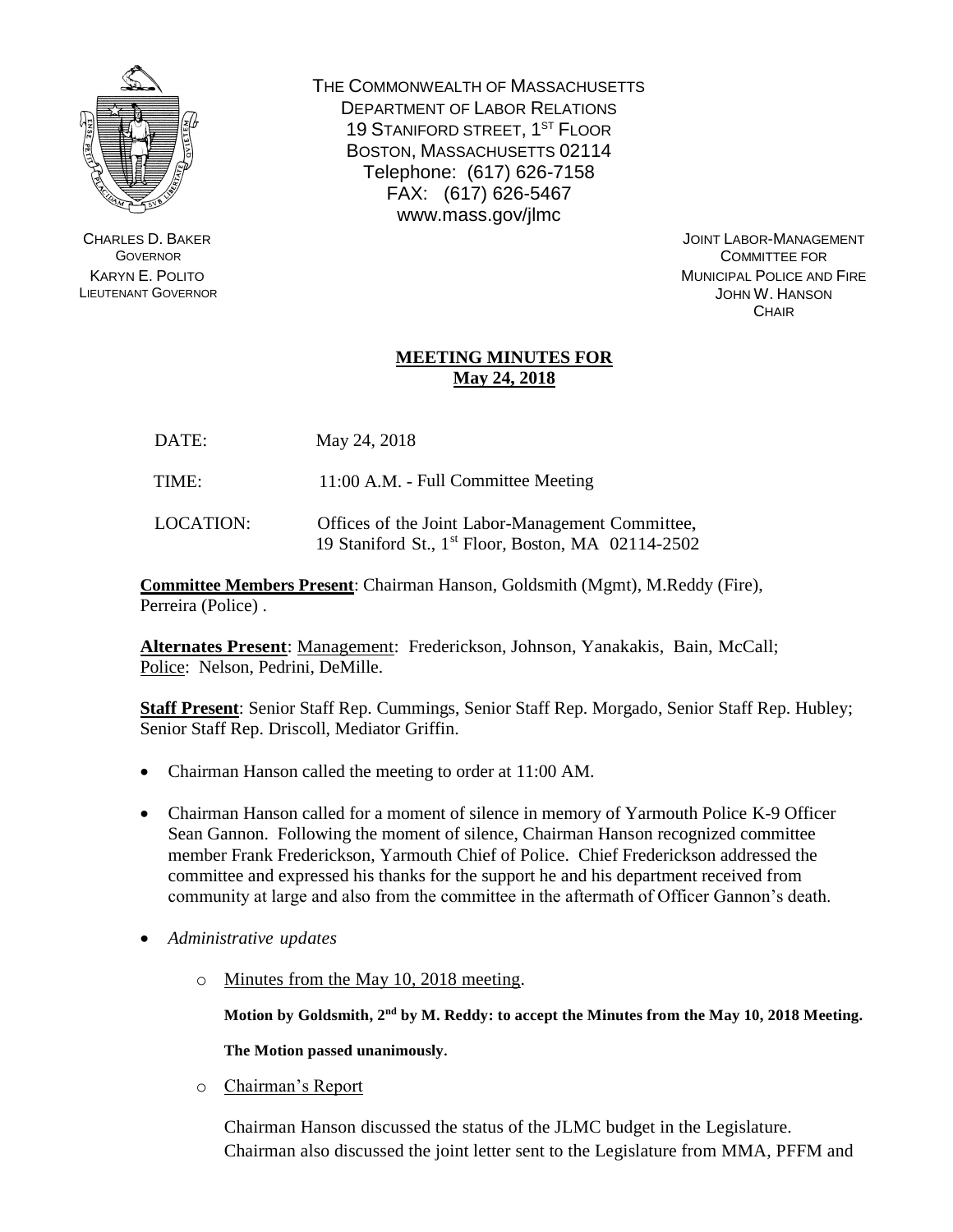THE COMMONWEALTH OF MASSACHUSETTS
DEPARTMENT OF LABOR RELATIONS
19 STANIFORD STREET, 1ST FLOOR
BOSTON, MASSACHUSETTS 02114
Telephone: (617) 626-7158
FAX: (617) 626-5467
www.mass.gov/jlmc

CHARLES D. BAKER
GOVERNOR
KARYN E. POLITO
LIEUTENANT GOVERNOR

JOINT LABOR-MANAGEMENT
COMMITTEE FOR
MUNICIPAL POLICE AND FIRE
JOHN W. HANSON
CHAIR

# MEETING MINUTES FOR May 24, 2018

DATE: May 24, 2018

TIME: 11:00 A.M. - Full Committee Meeting

LOCATION: Offices of the Joint Labor-Management Committee, 19 Staniford St., 1st Floor, Boston, MA 02114-2502

**Committee Members Present**: Chairman Hanson, Goldsmith (Mgmt), M.Reddy (Fire), Perreira (Police) .

**Alternates Present**: Management: Frederickson, Johnson, Yanakakis, Bain, McCall; Police: Nelson, Pedrini, DeMille.

**Staff Present**: Senior Staff Rep. Cummings, Senior Staff Rep. Morgado, Senior Staff Rep. Hubley; Senior Staff Rep. Driscoll, Mediator Griffin.

- Chairman Hanson called the meeting to order at 11:00 AM.
- Chairman Hanson called for a moment of silence in memory of Yarmouth Police K-9 Officer Sean Gannon. Following the moment of silence, Chairman Hanson recognized committee member Frank Frederickson, Yarmouth Chief of Police. Chief Frederickson addressed the committee and expressed his thanks for the support he and his department received from community at large and also from the committee in the aftermath of Officer Gannon's death.
- *Administrative updates*
  - Minutes from the May 10, 2018 meeting.

    **Motion by Goldsmith, 2nd by M. Reddy: to accept the Minutes from the May 10, 2018 Meeting.**

    **The Motion passed unanimously.**
  - Chairman's Report

    Chairman Hanson discussed the status of the JLMC budget in the Legislature. Chairman also discussed the joint letter sent to the Legislature from MMA, PFFM and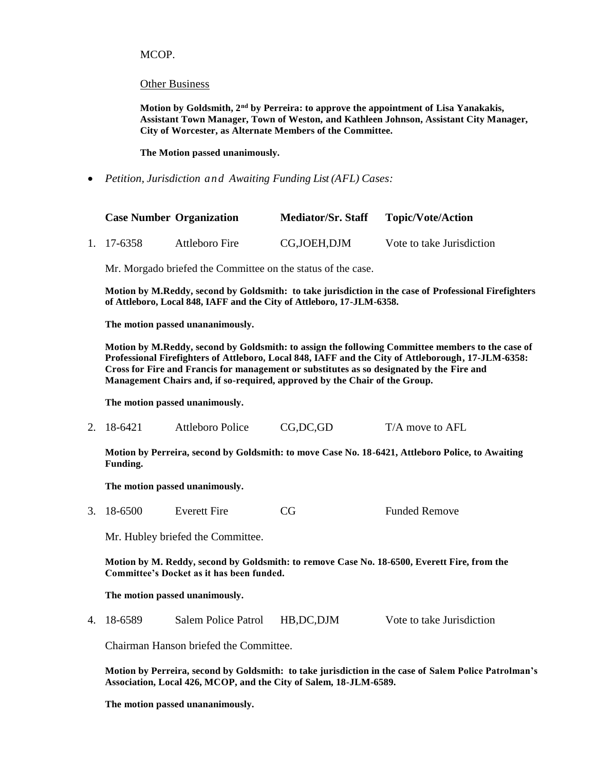MCOP.

Other Business

**Motion by Goldsmith, 2nd by Perreira: to approve the appointment of Lisa Yanakakis, Assistant Town Manager, Town of Weston, and Kathleen Johnson, Assistant City Manager, City of Worcester, as Alternate Members of the Committee.**

**The Motion passed unanimously.**

- *Petition, Jurisdiction and Awaiting Funding List (AFL) Cases:*

| | Case Number | Organization | Mediator/Sr. Staff | Topic/Vote/Action |
|---|---|---|---|---|
| 1. | 17-6358 | Attleboro Fire | CG,JOEH,DJM | Vote to take Jurisdiction |

Mr. Morgado briefed the Committee on the status of the case.

**Motion by M.Reddy, second by Goldsmith: to take jurisdiction in the case of Professional Firefighters of Attleboro, Local 848, IAFF and the City of Attleboro, 17-JLM-6358.**

**The motion passed unananimously.**

**Motion by M.Reddy, second by Goldsmith: to assign the following Committee members to the case of Professional Firefighters of Attleboro, Local 848, IAFF and the City of Attleborough, 17-JLM-6358: Cross for Fire and Francis for management or substitutes as so designated by the Fire and Management Chairs and, if so-required, approved by the Chair of the Group.**

**The motion passed unanimously.**

| | | | | |
|---|---|---|---|---|
| 2. | 18-6421 | Attleboro Police | CG,DC,GD | T/A move to AFL |

**Motion by Perreira, second by Goldsmith: to move Case No. 18-6421, Attleboro Police, to Awaiting Funding.**

**The motion passed unanimously.**

| | | | | |
|---|---|---|---|---|
| 3. | 18-6500 | Everett Fire | CG | Funded Remove |

Mr. Hubley briefed the Committee.

**Motion by M. Reddy, second by Goldsmith: to remove Case No. 18-6500, Everett Fire, from the Committee's Docket as it has been funded.**

**The motion passed unanimously.**

| | | | | |
|---|---|---|---|---|
| 4. | 18-6589 | Salem Police Patrol | HB,DC,DJM | Vote to take Jurisdiction |

Chairman Hanson briefed the Committee.

**Motion by Perreira, second by Goldsmith: to take jurisdiction in the case of Salem Police Patrolman's Association, Local 426, MCOP, and the City of Salem, 18-JLM-6589.**

**The motion passed unananimously.**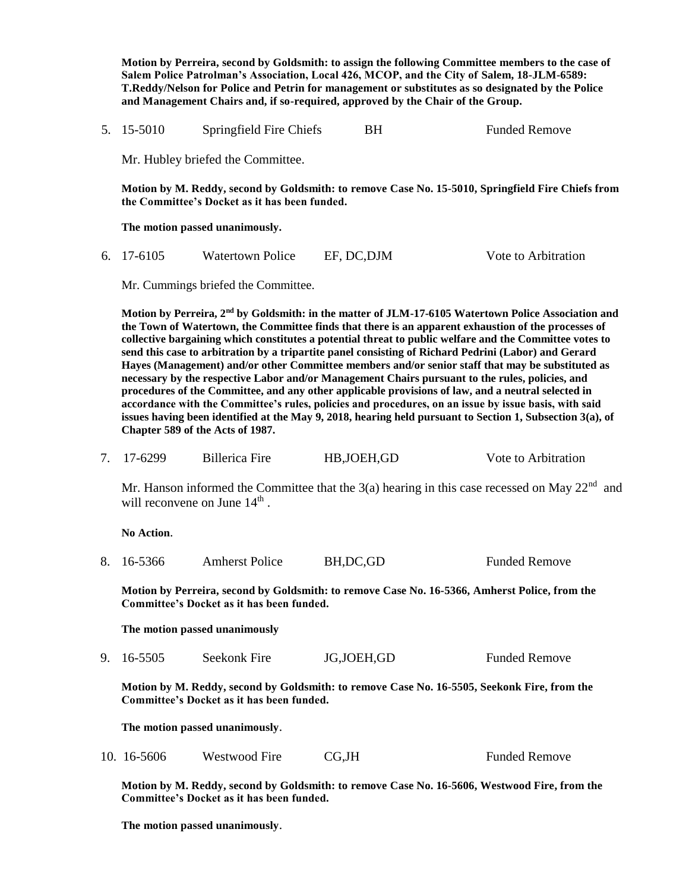**Motion by Perreira, second by Goldsmith: to assign the following Committee members to the case of Salem Police Patrolman's Association, Local 426, MCOP, and the City of Salem, 18-JLM-6589: T.Reddy/Nelson for Police and Petrin for management or substitutes as so designated by the Police and Management Chairs and, if so-required, approved by the Chair of the Group.**

5. 15-5010 Springfield Fire Chiefs BH Funded Remove

   Mr. Hubley briefed the Committee.

   **Motion by M. Reddy, second by Goldsmith: to remove Case No. 15-5010, Springfield Fire Chiefs from the Committee's Docket as it has been funded.**

   **The motion passed unanimously.**

6. 17-6105 Watertown Police EF, DC,DJM Vote to Arbitration

   Mr. Cummings briefed the Committee.

   **Motion by Perreira, 2nd by Goldsmith: in the matter of JLM-17-6105 Watertown Police Association and the Town of Watertown, the Committee finds that there is an apparent exhaustion of the processes of collective bargaining which constitutes a potential threat to public welfare and the Committee votes to send this case to arbitration by a tripartite panel consisting of Richard Pedrini (Labor) and Gerard Hayes (Management) and/or other Committee members and/or senior staff that may be substituted as necessary by the respective Labor and/or Management Chairs pursuant to the rules, policies, and procedures of the Committee, and any other applicable provisions of law, and a neutral selected in accordance with the Committee's rules, policies and procedures, on an issue by issue basis, with said issues having been identified at the May 9, 2018, hearing held pursuant to Section 1, Subsection 3(a), of Chapter 589 of the Acts of 1987.**

7. 17-6299 Billerica Fire HB,JOEH,GD Vote to Arbitration

   Mr. Hanson informed the Committee that the 3(a) hearing in this case recessed on May 22nd and will reconvene on June 14th .

   **No Action**.

8. 16-5366 Amherst Police BH,DC,GD Funded Remove

   **Motion by Perreira, second by Goldsmith: to remove Case No. 16-5366, Amherst Police, from the Committee's Docket as it has been funded.**

   **The motion passed unanimously**

9. 16-5505 Seekonk Fire JG,JOEH,GD Funded Remove

   **Motion by M. Reddy, second by Goldsmith: to remove Case No. 16-5505, Seekonk Fire, from the Committee's Docket as it has been funded.**

   **The motion passed unanimously**.

10. 16-5606 Westwood Fire CG,JH Funded Remove

    **Motion by M. Reddy, second by Goldsmith: to remove Case No. 16-5606, Westwood Fire, from the Committee's Docket as it has been funded.**

    **The motion passed unanimously**.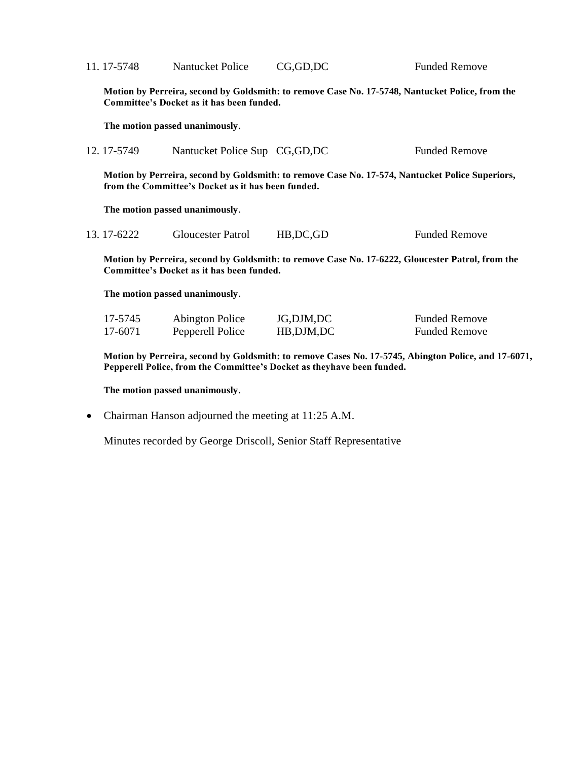11. 17-5748 Nantucket Police CG,GD,DC Funded Remove

**Motion by Perreira, second by Goldsmith: to remove Case No. 17-5748, Nantucket Police, from the Committee's Docket as it has been funded.**

**The motion passed unanimously**.

12. 17-5749 Nantucket Police Sup CG,GD,DC Funded Remove

**Motion by Perreira, second by Goldsmith: to remove Case No. 17-574, Nantucket Police Superiors, from the Committee's Docket as it has been funded.**

**The motion passed unanimously**.

13. 17-6222 Gloucester Patrol HB,DC,GD Funded Remove

**Motion by Perreira, second by Goldsmith: to remove Case No. 17-6222, Gloucester Patrol, from the Committee's Docket as it has been funded.**

**The motion passed unanimously**.

| | | | |
|---|---|---|---|
| 17-5745 | Abington Police | JG,DJM,DC | Funded Remove |
| 17-6071 | Pepperell Police | HB,DJM,DC | Funded Remove |

**Motion by Perreira, second by Goldsmith: to remove Cases No. 17-5745, Abington Police, and 17-6071, Pepperell Police, from the Committee's Docket as theyhave been funded.**

**The motion passed unanimously**.

- Chairman Hanson adjourned the meeting at 11:25 A.M.

Minutes recorded by George Driscoll, Senior Staff Representative